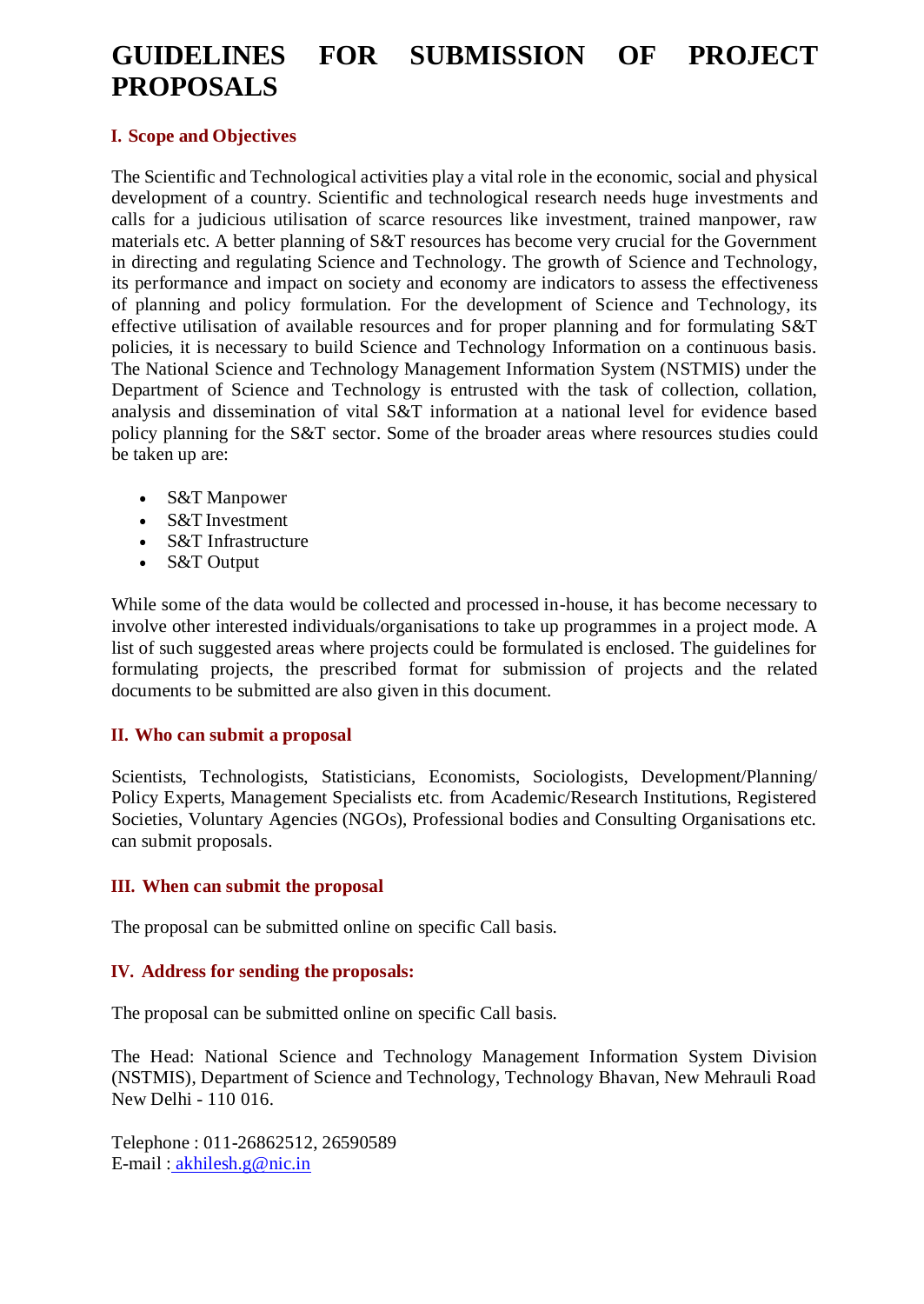# GUIDELINES FOR SUBMISSION OF PROJECT PROPOSALS

## I. Scope and Objectives

The Scientific and Technological activities play a vital role in the economic, social and physical development of a country. Scientific and technological research needs huge investments and calls for a judicious utilisation of scarce resources like investment, trained manpower, raw materials etc. A better planning of S&T resources has become very crucial for the Government in directing and regulating Science and Technology. The growth of Science and Technology, its performance and impact on society and economy are indicators to assess the effectiveness of planning and policy formulation. For the development of Science and Technology, its effective utilisation of available resources and for proper planning and for formulating S&T policies, it is necessary to build Science and Technology Information on a continuous basis. The National Science and Technology Management Information System (NSTMIS) under the Department of Science and Technology is entrusted with the task of collection, collation, analysis and dissemination of vital S&T information at a national level for evidence based policy planning for the S&T sector. Some of the broader areas where resources studies could be taken up are:

- S&T Manpower
- S&T Investment
- S&T Infrastructure
- S&T Output

While some of the data would be collected and processed in-house, it has become necessary to involve other interested individuals/organisations to take up programmes in a project mode. A list of such suggested areas where projects could be formulated is enclosed. The guidelines for formulating projects, the prescribed format for submission of projects and the related documents to be submitted are also given in this document.

## II. Who can submit a proposal

Scientists, Technologists, Statisticians, Economists, Sociologists, Development/Planning/ Policy Experts, Management Specialists etc. from Academic/Research Institutions, Registered Societies, Voluntary Agencies (NGOs), Professional bodies and Consulting Organisations etc. can submit proposals.

## III. When can submit the proposal

The proposal can be submitted online on specific Call basis.

## IV. Address for sending the proposals:

The proposal can be submitted online on specific Call basis.

The Head: National Science and Technology Management Information System Division (NSTMIS), Department of Science and Technology, Technology Bhavan, New Mehrauli Road New Delhi - 110 016.

Telephone : 011-26862512, 26590589
E-mail : akhilesh.g@nic.in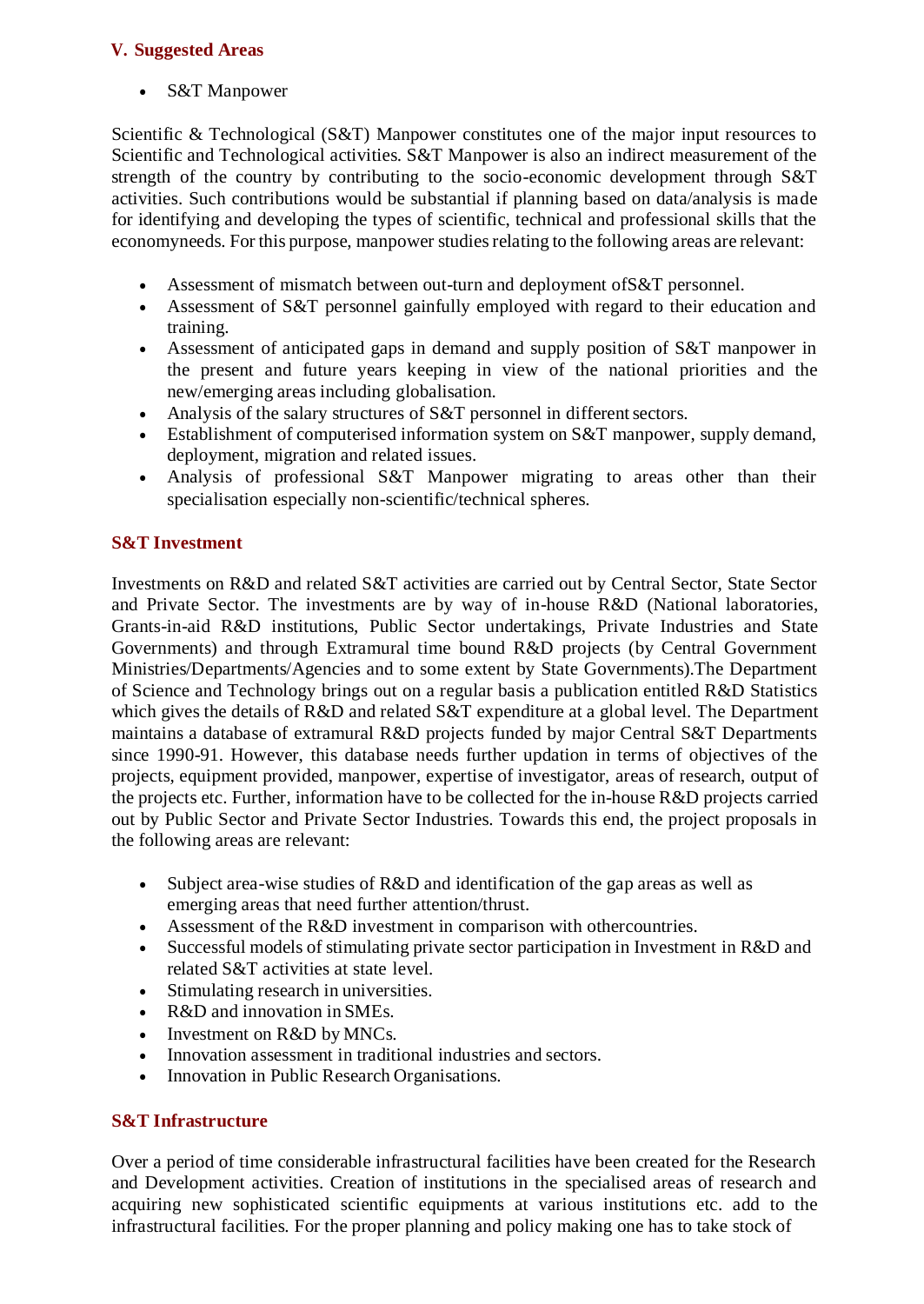## V. Suggested Areas

- S&T Manpower

Scientific & Technological (S&T) Manpower constitutes one of the major input resources to Scientific and Technological activities. S&T Manpower is also an indirect measurement of the strength of the country by contributing to the socio-economic development through S&T activities. Such contributions would be substantial if planning based on data/analysis is made for identifying and developing the types of scientific, technical and professional skills that the economyneeds. For this purpose, manpower studies relating to the following areas are relevant:

- Assessment of mismatch between out-turn and deployment ofS&T personnel.
- Assessment of S&T personnel gainfully employed with regard to their education and training.
- Assessment of anticipated gaps in demand and supply position of S&T manpower in the present and future years keeping in view of the national priorities and the new/emerging areas including globalisation.
- Analysis of the salary structures of S&T personnel in different sectors.
- Establishment of computerised information system on S&T manpower, supply demand, deployment, migration and related issues.
- Analysis of professional S&T Manpower migrating to areas other than their specialisation especially non-scientific/technical spheres.

### S&T Investment

Investments on R&D and related S&T activities are carried out by Central Sector, State Sector and Private Sector. The investments are by way of in-house R&D (National laboratories, Grants-in-aid R&D institutions, Public Sector undertakings, Private Industries and State Governments) and through Extramural time bound R&D projects (by Central Government Ministries/Departments/Agencies and to some extent by State Governments).The Department of Science and Technology brings out on a regular basis a publication entitled R&D Statistics which gives the details of R&D and related S&T expenditure at a global level. The Department maintains a database of extramural R&D projects funded by major Central S&T Departments since 1990-91. However, this database needs further updation in terms of objectives of the projects, equipment provided, manpower, expertise of investigator, areas of research, output of the projects etc. Further, information have to be collected for the in-house R&D projects carried out by Public Sector and Private Sector Industries. Towards this end, the project proposals in the following areas are relevant:

- Subject area-wise studies of R&D and identification of the gap areas as well as emerging areas that need further attention/thrust.
- Assessment of the R&D investment in comparison with othercountries.
- Successful models of stimulating private sector participation in Investment in R&D and related S&T activities at state level.
- Stimulating research in universities.
- R&D and innovation in SMEs.
- Investment on R&D by MNCs.
- Innovation assessment in traditional industries and sectors.
- Innovation in Public Research Organisations.

### S&T Infrastructure

Over a period of time considerable infrastructural facilities have been created for the Research and Development activities. Creation of institutions in the specialised areas of research and acquiring new sophisticated scientific equipments at various institutions etc. add to the infrastructural facilities. For the proper planning and policy making one has to take stock of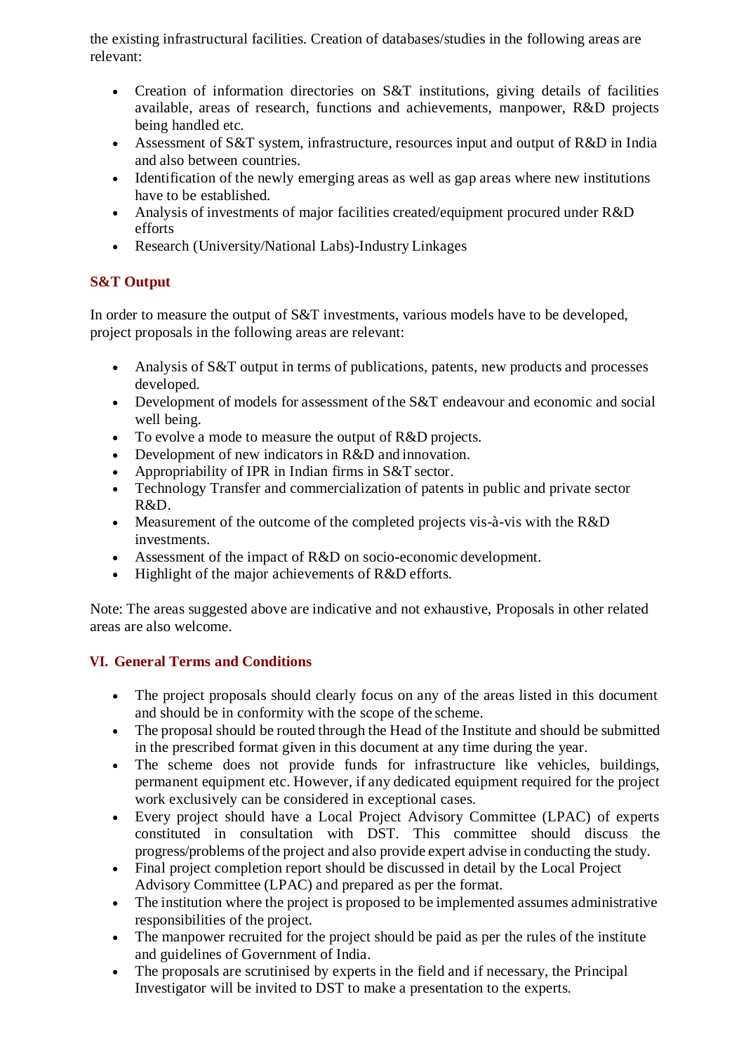the existing infrastructural facilities. Creation of databases/studies in the following areas are relevant:

- Creation of information directories on S&T institutions, giving details of facilities available, areas of research, functions and achievements, manpower, R&D projects being handled etc.
- Assessment of S&T system, infrastructure, resources input and output of R&D in India and also between countries.
- Identification of the newly emerging areas as well as gap areas where new institutions have to be established.
- Analysis of investments of major facilities created/equipment procured under R&D efforts
- Research (University/National Labs)-Industry Linkages

### S&T Output

In order to measure the output of S&T investments, various models have to be developed, project proposals in the following areas are relevant:

- Analysis of S&T output in terms of publications, patents, new products and processes developed.
- Development of models for assessment of the S&T endeavour and economic and social well being.
- To evolve a mode to measure the output of R&D projects.
- Development of new indicators in R&D and innovation.
- Appropriability of IPR in Indian firms in S&T sector.
- Technology Transfer and commercialization of patents in public and private sector R&D.
- Measurement of the outcome of the completed projects vis-à-vis with the R&D investments.
- Assessment of the impact of R&D on socio-economic development.
- Highlight of the major achievements of R&D efforts.

Note: The areas suggested above are indicative and not exhaustive, Proposals in other related areas are also welcome.

## VI. General Terms and Conditions

- The project proposals should clearly focus on any of the areas listed in this document and should be in conformity with the scope of the scheme.
- The proposal should be routed through the Head of the Institute and should be submitted in the prescribed format given in this document at any time during the year.
- The scheme does not provide funds for infrastructure like vehicles, buildings, permanent equipment etc. However, if any dedicated equipment required for the project work exclusively can be considered in exceptional cases.
- Every project should have a Local Project Advisory Committee (LPAC) of experts constituted in consultation with DST. This committee should discuss the progress/problems of the project and also provide expert advise in conducting the study.
- Final project completion report should be discussed in detail by the Local Project Advisory Committee (LPAC) and prepared as per the format.
- The institution where the project is proposed to be implemented assumes administrative responsibilities of the project.
- The manpower recruited for the project should be paid as per the rules of the institute and guidelines of Government of India.
- The proposals are scrutinised by experts in the field and if necessary, the Principal Investigator will be invited to DST to make a presentation to the experts.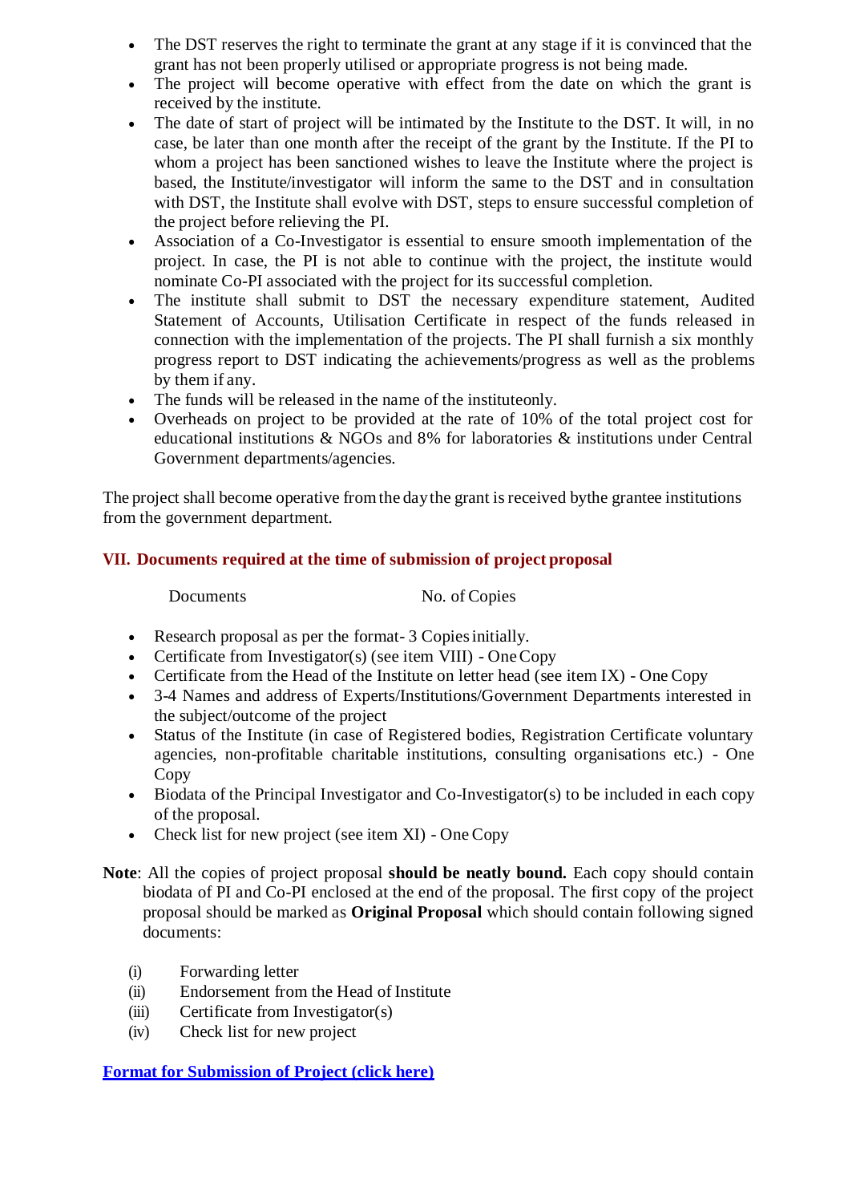- The DST reserves the right to terminate the grant at any stage if it is convinced that the grant has not been properly utilised or appropriate progress is not being made.
- The project will become operative with effect from the date on which the grant is received by the institute.
- The date of start of project will be intimated by the Institute to the DST. It will, in no case, be later than one month after the receipt of the grant by the Institute. If the PI to whom a project has been sanctioned wishes to leave the Institute where the project is based, the Institute/investigator will inform the same to the DST and in consultation with DST, the Institute shall evolve with DST, steps to ensure successful completion of the project before relieving the PI.
- Association of a Co-Investigator is essential to ensure smooth implementation of the project. In case, the PI is not able to continue with the project, the institute would nominate Co-PI associated with the project for its successful completion.
- The institute shall submit to DST the necessary expenditure statement, Audited Statement of Accounts, Utilisation Certificate in respect of the funds released in connection with the implementation of the projects. The PI shall furnish a six monthly progress report to DST indicating the achievements/progress as well as the problems by them if any.
- The funds will be released in the name of the instituteonly.
- Overheads on project to be provided at the rate of 10% of the total project cost for educational institutions & NGOs and 8% for laboratories & institutions under Central Government departments/agencies.

The project shall become operative from the day the grant is received bythe grantee institutions from the government department.

## VII. Documents required at the time of submission of project proposal

Documents No. of Copies

- Research proposal as per the format- 3 Copies initially.
- Certificate from Investigator(s) (see item VIII) - One Copy
- Certificate from the Head of the Institute on letter head (see item IX) - One Copy
- 3-4 Names and address of Experts/Institutions/Government Departments interested in the subject/outcome of the project
- Status of the Institute (in case of Registered bodies, Registration Certificate voluntary agencies, non-profitable charitable institutions, consulting organisations etc.) - One Copy
- Biodata of the Principal Investigator and Co-Investigator(s) to be included in each copy of the proposal.
- Check list for new project (see item XI) - One Copy

**Note**: All the copies of project proposal **should be neatly bound.** Each copy should contain biodata of PI and Co-PI enclosed at the end of the proposal. The first copy of the project proposal should be marked as **Original Proposal** which should contain following signed documents:

(i) Forwarding letter
(ii) Endorsement from the Head of Institute
(iii) Certificate from Investigator(s)
(iv) Check list for new project

**Format for Submission of Project (click here)**